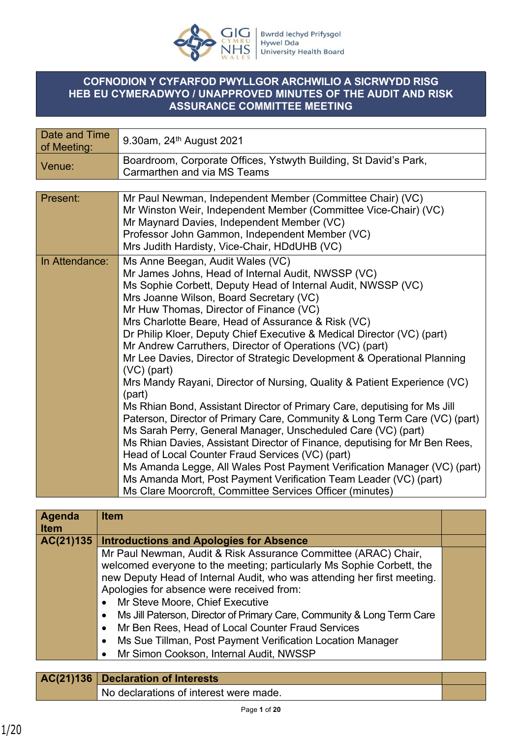Bwrdd Iechyd Prifysgol Hywel Dda University Health Board

# COFNODION Y CYFARFOD PWYLLGOR ARCHWILIO A SICRWYDD RISG HEB EU CYMERADWYO / UNAPPROVED MINUTES OF THE AUDIT AND RISK ASSURANCE COMMITTEE MEETING

| | |
|---|---|
| Date and Time of Meeting: | 9.30am, 24th August 2021 |
| Venue: | Boardroom, Corporate Offices, Ystwyth Building, St David's Park, Carmarthen and via MS Teams |

| | |
|---|---|
| Present: | Mr Paul Newman, Independent Member (Committee Chair) (VC)<br>Mr Winston Weir, Independent Member (Committee Vice-Chair) (VC)<br>Mr Maynard Davies, Independent Member (VC)<br>Professor John Gammon, Independent Member (VC)<br>Mrs Judith Hardisty, Vice-Chair, HDdUHB (VC) |
| In Attendance: | Ms Anne Beegan, Audit Wales (VC)<br>Mr James Johns, Head of Internal Audit, NWSSP (VC)<br>Ms Sophie Corbett, Deputy Head of Internal Audit, NWSSP (VC)<br>Mrs Joanne Wilson, Board Secretary (VC)<br>Mr Huw Thomas, Director of Finance (VC)<br>Mrs Charlotte Beare, Head of Assurance & Risk (VC)<br>Dr Philip Kloer, Deputy Chief Executive & Medical Director (VC) (part)<br>Mr Andrew Carruthers, Director of Operations (VC) (part)<br>Mr Lee Davies, Director of Strategic Development & Operational Planning (VC) (part)<br>Mrs Mandy Rayani, Director of Nursing, Quality & Patient Experience (VC) (part)<br>Ms Rhian Bond, Assistant Director of Primary Care, deputising for Ms Jill Paterson, Director of Primary Care, Community & Long Term Care (VC) (part)<br>Ms Sarah Perry, General Manager, Unscheduled Care (VC) (part)<br>Ms Rhian Davies, Assistant Director of Finance, deputising for Mr Ben Rees, Head of Local Counter Fraud Services (VC) (part)<br>Ms Amanda Legge, All Wales Post Payment Verification Manager (VC) (part)<br>Ms Amanda Mort, Post Payment Verification Team Leader (VC) (part)<br>Ms Clare Moorcroft, Committee Services Officer (minutes) |

| Agenda Item | Item | |
|---|---|---|
| **AC(21)135** | **Introductions and Apologies for Absence** | |
| | Mr Paul Newman, Audit & Risk Assurance Committee (ARAC) Chair, welcomed everyone to the meeting; particularly Ms Sophie Corbett, the new Deputy Head of Internal Audit, who was attending her first meeting. Apologies for absence were received from:<br>• Mr Steve Moore, Chief Executive<br>• Ms Jill Paterson, Director of Primary Care, Community & Long Term Care<br>• Mr Ben Rees, Head of Local Counter Fraud Services<br>• Ms Sue Tillman, Post Payment Verification Location Manager<br>• Mr Simon Cookson, Internal Audit, NWSSP | |

| | | |
|---|---|---|
| **AC(21)136** | **Declaration of Interests** | |
| | No declarations of interest were made. | |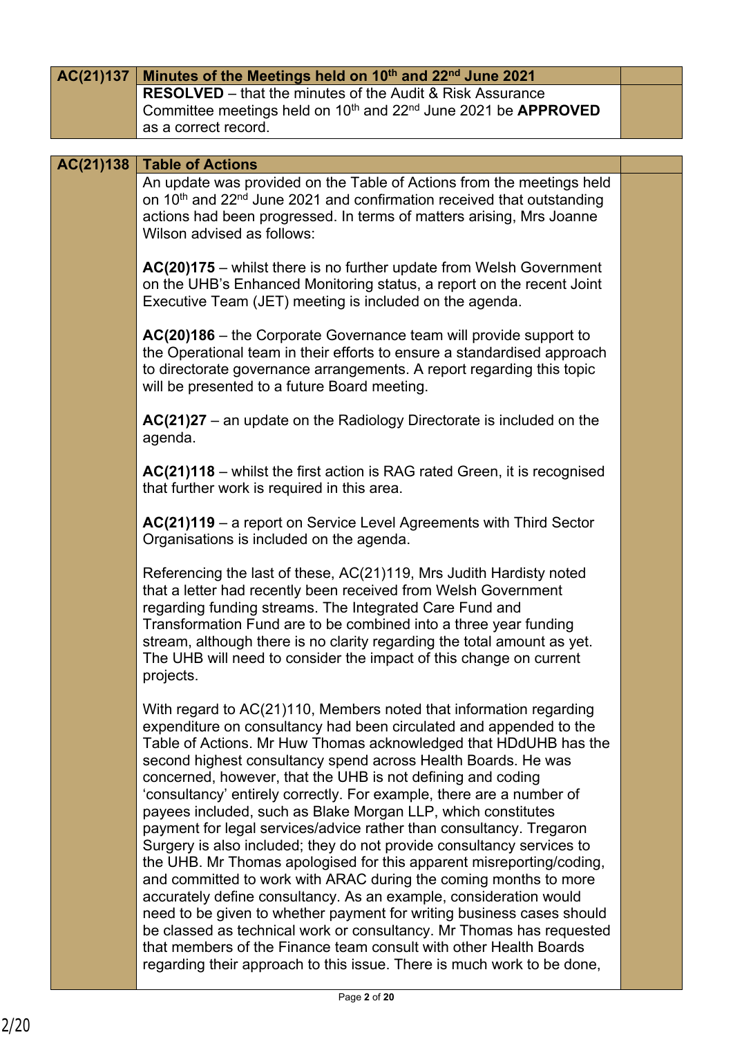| AC(21)137 | Minutes of the Meetings held on 10th and 22nd June 2021 | |
|---|---|---|
| | **RESOLVED** – that the minutes of the Audit & Risk Assurance Committee meetings held on 10th and 22nd June 2021 be **APPROVED** as a correct record. | |

| AC(21)138 | Table of Actions | |
|---|---|---|
| | An update was provided on the Table of Actions from the meetings held on 10th and 22nd June 2021 and confirmation received that outstanding actions had been progressed. In terms of matters arising, Mrs Joanne Wilson advised as follows: <br><br> **AC(20)175** – whilst there is no further update from Welsh Government on the UHB's Enhanced Monitoring status, a report on the recent Joint Executive Team (JET) meeting is included on the agenda. <br><br> **AC(20)186** – the Corporate Governance team will provide support to the Operational team in their efforts to ensure a standardised approach to directorate governance arrangements. A report regarding this topic will be presented to a future Board meeting. <br><br> **AC(21)27** – an update on the Radiology Directorate is included on the agenda. <br><br> **AC(21)118** – whilst the first action is RAG rated Green, it is recognised that further work is required in this area. <br><br> **AC(21)119** – a report on Service Level Agreements with Third Sector Organisations is included on the agenda. <br><br> Referencing the last of these, AC(21)119, Mrs Judith Hardisty noted that a letter had recently been received from Welsh Government regarding funding streams. The Integrated Care Fund and Transformation Fund are to be combined into a three year funding stream, although there is no clarity regarding the total amount as yet. The UHB will need to consider the impact of this change on current projects. <br><br> With regard to AC(21)110, Members noted that information regarding expenditure on consultancy had been circulated and appended to the Table of Actions. Mr Huw Thomas acknowledged that HDdUHB has the second highest consultancy spend across Health Boards. He was concerned, however, that the UHB is not defining and coding 'consultancy' entirely correctly. For example, there are a number of payees included, such as Blake Morgan LLP, which constitutes payment for legal services/advice rather than consultancy. Tregaron Surgery is also included; they do not provide consultancy services to the UHB. Mr Thomas apologised for this apparent misreporting/coding, and committed to work with ARAC during the coming months to more accurately define consultancy. As an example, consideration would need to be given to whether payment for writing business cases should be classed as technical work or consultancy. Mr Thomas has requested that members of the Finance team consult with other Health Boards regarding their approach to this issue. There is much work to be done, | |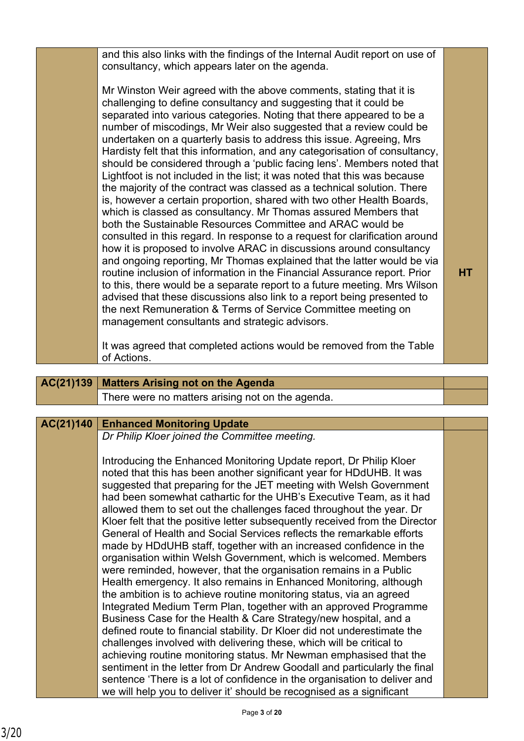| | | |
|---|---|---|
| | and this also links with the findings of the Internal Audit report on use of consultancy, which appears later on the agenda.<br><br>Mr Winston Weir agreed with the above comments, stating that it is challenging to define consultancy and suggesting that it could be separated into various categories. Noting that there appeared to be a number of miscodings, Mr Weir also suggested that a review could be undertaken on a quarterly basis to address this issue. Agreeing, Mrs Hardisty felt that this information, and any categorisation of consultancy, should be considered through a 'public facing lens'. Members noted that Lightfoot is not included in the list; it was noted that this was because the majority of the contract was classed as a technical solution. There is, however a certain proportion, shared with two other Health Boards, which is classed as consultancy. Mr Thomas assured Members that both the Sustainable Resources Committee and ARAC would be consulted in this regard. In response to a request for clarification around how it is proposed to involve ARAC in discussions around consultancy and ongoing reporting, Mr Thomas explained that the latter would be via routine inclusion of information in the Financial Assurance report. Prior to this, there would be a separate report to a future meeting. Mrs Wilson advised that these discussions also link to a report being presented to the next Remuneration & Terms of Service Committee meeting on management consultants and strategic advisors.<br><br>It was agreed that completed actions would be removed from the Table of Actions. | **HT** |

| | | |
|---|---|---|
| **AC(21)139** | **Matters Arising not on the Agenda** | |
| | There were no matters arising not on the agenda. | |

| | | |
|---|---|---|
| **AC(21)140** | **Enhanced Monitoring Update** | |
| | *Dr Philip Kloer joined the Committee meeting.*<br><br>Introducing the Enhanced Monitoring Update report, Dr Philip Kloer noted that this has been another significant year for HDdUHB. It was suggested that preparing for the JET meeting with Welsh Government had been somewhat cathartic for the UHB's Executive Team, as it had allowed them to set out the challenges faced throughout the year. Dr Kloer felt that the positive letter subsequently received from the Director General of Health and Social Services reflects the remarkable efforts made by HDdUHB staff, together with an increased confidence in the organisation within Welsh Government, which is welcomed. Members were reminded, however, that the organisation remains in a Public Health emergency. It also remains in Enhanced Monitoring, although the ambition is to achieve routine monitoring status, via an agreed Integrated Medium Term Plan, together with an approved Programme Business Case for the Health & Care Strategy/new hospital, and a defined route to financial stability. Dr Kloer did not underestimate the challenges involved with delivering these, which will be critical to achieving routine monitoring status. Mr Newman emphasised that the sentiment in the letter from Dr Andrew Goodall and particularly the final sentence 'There is a lot of confidence in the organisation to deliver and we will help you to deliver it' should be recognised as a significant | |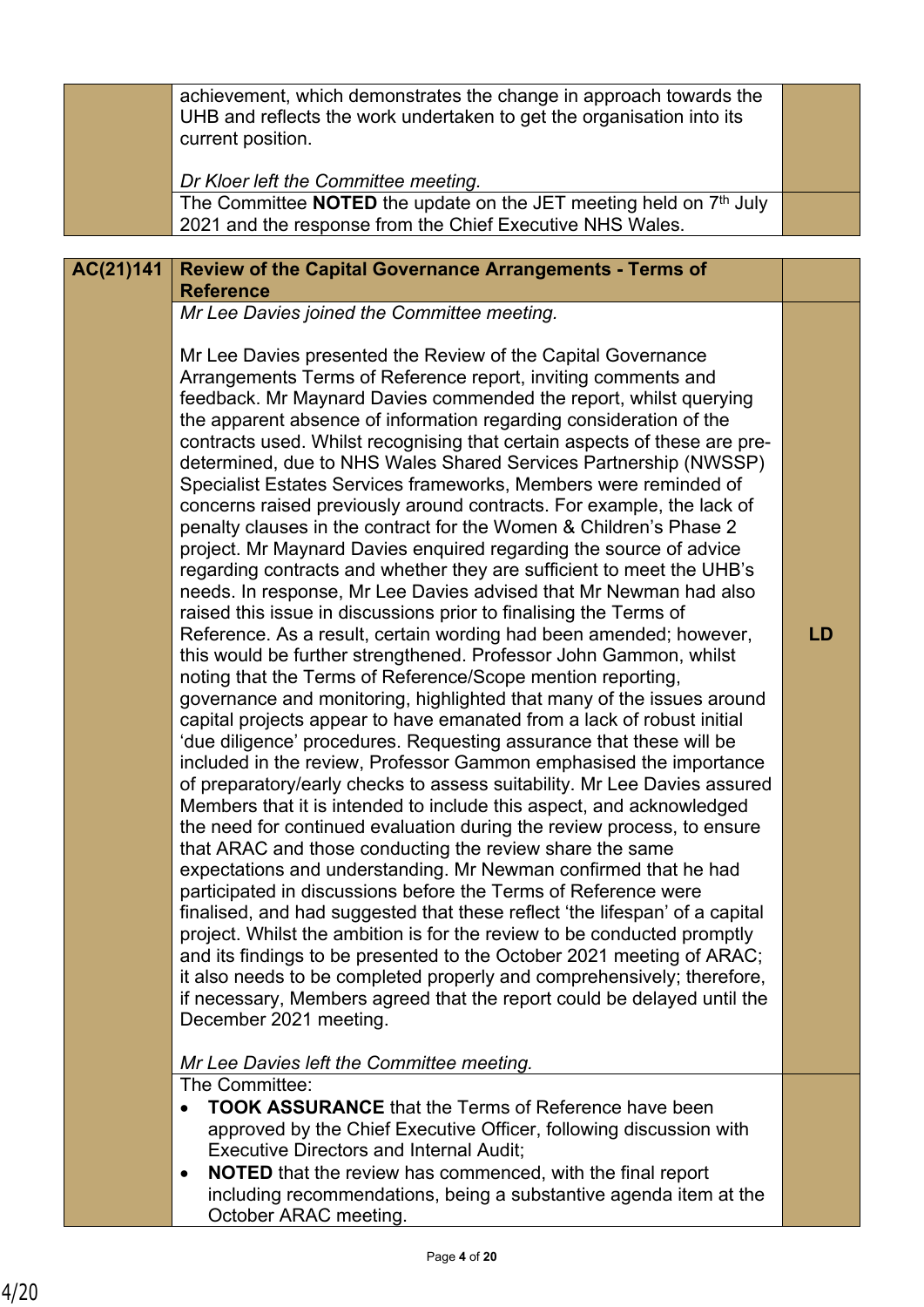| | | |
|---|---|---|
| | achievement, which demonstrates the change in approach towards the UHB and reflects the work undertaken to get the organisation into its current position.<br><br>*Dr Kloer left the Committee meeting.* | |
| | The Committee **NOTED** the update on the JET meeting held on 7th July 2021 and the response from the Chief Executive NHS Wales. | |

| **AC(21)141** | **Review of the Capital Governance Arrangements - Terms of Reference** | |
|---|---|---|
| | *Mr Lee Davies joined the Committee meeting.*<br><br>Mr Lee Davies presented the Review of the Capital Governance Arrangements Terms of Reference report, inviting comments and feedback. Mr Maynard Davies commended the report, whilst querying the apparent absence of information regarding consideration of the contracts used. Whilst recognising that certain aspects of these are pre-determined, due to NHS Wales Shared Services Partnership (NWSSP) Specialist Estates Services frameworks, Members were reminded of concerns raised previously around contracts. For example, the lack of penalty clauses in the contract for the Women & Children's Phase 2 project. Mr Maynard Davies enquired regarding the source of advice regarding contracts and whether they are sufficient to meet the UHB's needs. In response, Mr Lee Davies advised that Mr Newman had also raised this issue in discussions prior to finalising the Terms of Reference. As a result, certain wording had been amended; however, this would be further strengthened. Professor John Gammon, whilst noting that the Terms of Reference/Scope mention reporting, governance and monitoring, highlighted that many of the issues around capital projects appear to have emanated from a lack of robust initial 'due diligence' procedures. Requesting assurance that these will be included in the review, Professor Gammon emphasised the importance of preparatory/early checks to assess suitability. Mr Lee Davies assured Members that it is intended to include this aspect, and acknowledged the need for continued evaluation during the review process, to ensure that ARAC and those conducting the review share the same expectations and understanding. Mr Newman confirmed that he had participated in discussions before the Terms of Reference were finalised, and had suggested that these reflect 'the lifespan' of a capital project. Whilst the ambition is for the review to be conducted promptly and its findings to be presented to the October 2021 meeting of ARAC; it also needs to be completed properly and comprehensively; therefore, if necessary, Members agreed that the report could be delayed until the December 2021 meeting.<br><br>*Mr Lee Davies left the Committee meeting.* | **LD** |
| | The Committee:<br>• **TOOK ASSURANCE** that the Terms of Reference have been approved by the Chief Executive Officer, following discussion with Executive Directors and Internal Audit;<br>• **NOTED** that the review has commenced, with the final report including recommendations, being a substantive agenda item at the October ARAC meeting. | |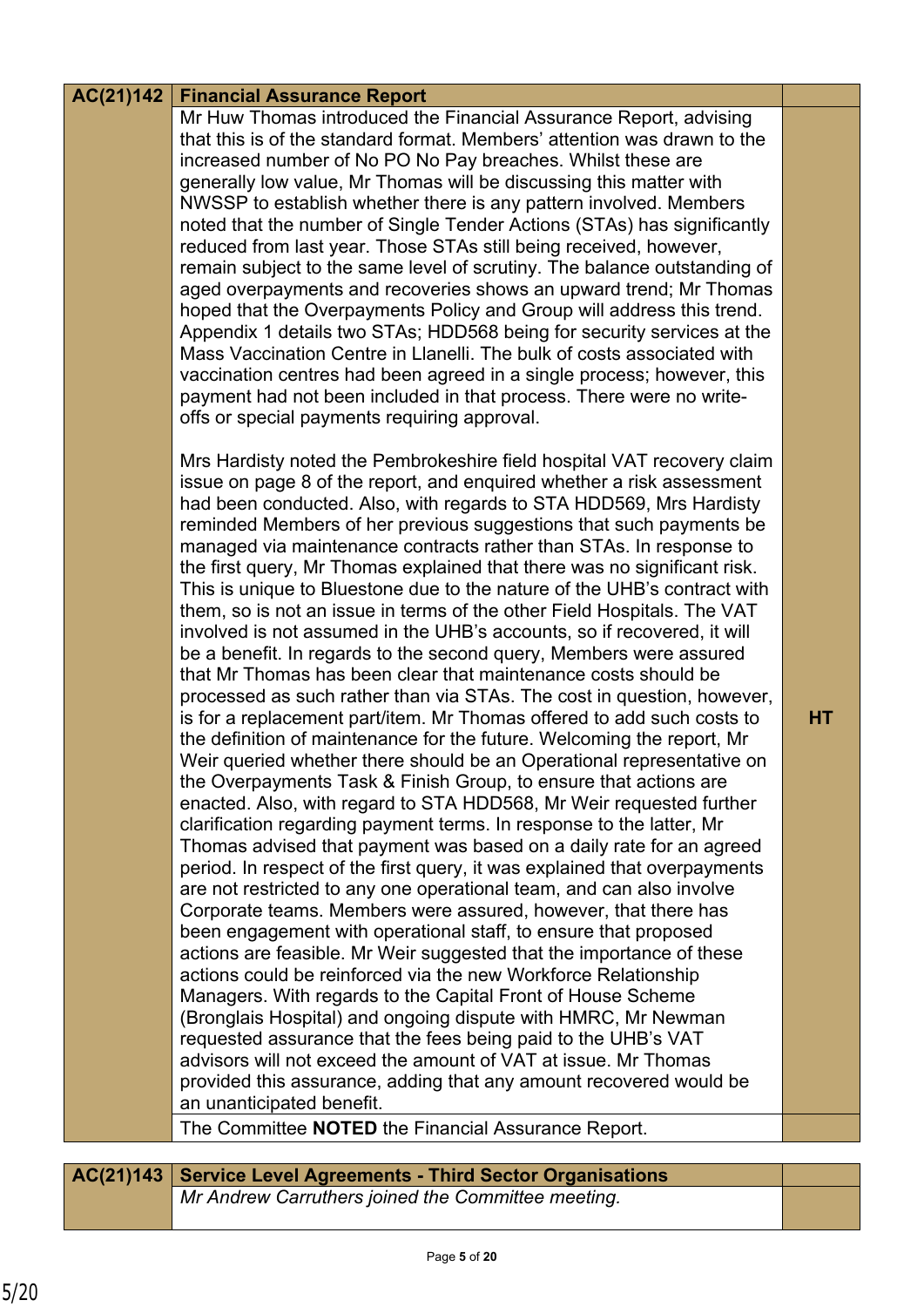| AC(21)142 | Financial Assurance Report | |
|---|---|---|
| | Mr Huw Thomas introduced the Financial Assurance Report, advising that this is of the standard format. Members' attention was drawn to the increased number of No PO No Pay breaches. Whilst these are generally low value, Mr Thomas will be discussing this matter with NWSSP to establish whether there is any pattern involved. Members noted that the number of Single Tender Actions (STAs) has significantly reduced from last year. Those STAs still being received, however, remain subject to the same level of scrutiny. The balance outstanding of aged overpayments and recoveries shows an upward trend; Mr Thomas hoped that the Overpayments Policy and Group will address this trend. Appendix 1 details two STAs; HDD568 being for security services at the Mass Vaccination Centre in Llanelli. The bulk of costs associated with vaccination centres had been agreed in a single process; however, this payment had not been included in that process. There were no write-offs or special payments requiring approval.<br><br>Mrs Hardisty noted the Pembrokeshire field hospital VAT recovery claim issue on page 8 of the report, and enquired whether a risk assessment had been conducted. Also, with regards to STA HDD569, Mrs Hardisty reminded Members of her previous suggestions that such payments be managed via maintenance contracts rather than STAs. In response to the first query, Mr Thomas explained that there was no significant risk. This is unique to Bluestone due to the nature of the UHB's contract with them, so is not an issue in terms of the other Field Hospitals. The VAT involved is not assumed in the UHB's accounts, so if recovered, it will be a benefit. In regards to the second query, Members were assured that Mr Thomas has been clear that maintenance costs should be processed as such rather than via STAs. The cost in question, however, is for a replacement part/item. Mr Thomas offered to add such costs to the definition of maintenance for the future. Welcoming the report, Mr Weir queried whether there should be an Operational representative on the Overpayments Task & Finish Group, to ensure that actions are enacted. Also, with regard to STA HDD568, Mr Weir requested further clarification regarding payment terms. In response to the latter, Mr Thomas advised that payment was based on a daily rate for an agreed period. In respect of the first query, it was explained that overpayments are not restricted to any one operational team, and can also involve Corporate teams. Members were assured, however, that there has been engagement with operational staff, to ensure that proposed actions are feasible. Mr Weir suggested that the importance of these actions could be reinforced via the new Workforce Relationship Managers. With regards to the Capital Front of House Scheme (Bronglais Hospital) and ongoing dispute with HMRC, Mr Newman requested assurance that the fees being paid to the UHB's VAT advisors will not exceed the amount of VAT at issue. Mr Thomas provided this assurance, adding that any amount recovered would be an unanticipated benefit. | **HT** |
| | The Committee **NOTED** the Financial Assurance Report. | |

| AC(21)143 | Service Level Agreements - Third Sector Organisations | |
|---|---|---|
| | *Mr Andrew Carruthers joined the Committee meeting.* | |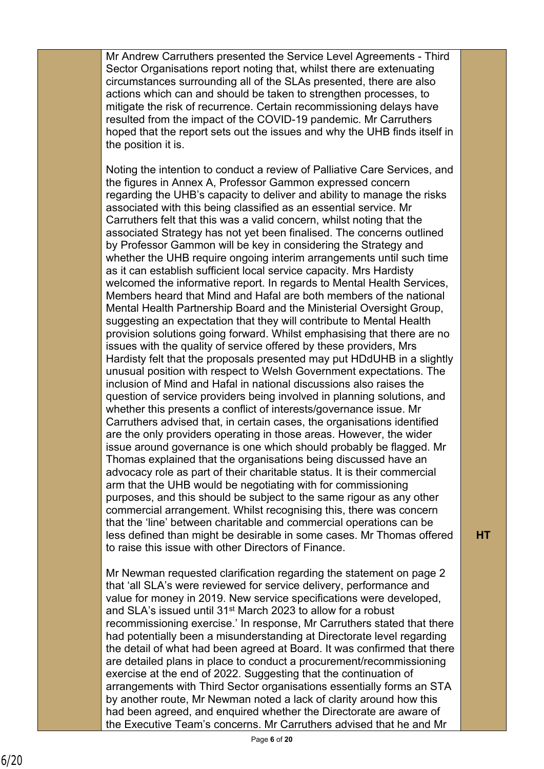| | | |
|---|---|---|
| | Mr Andrew Carruthers presented the Service Level Agreements - Third Sector Organisations report noting that, whilst there are extenuating circumstances surrounding all of the SLAs presented, there are also actions which can and should be taken to strengthen processes, to mitigate the risk of recurrence. Certain recommissioning delays have resulted from the impact of the COVID-19 pandemic. Mr Carruthers hoped that the report sets out the issues and why the UHB finds itself in the position it is.<br><br>Noting the intention to conduct a review of Palliative Care Services, and the figures in Annex A, Professor Gammon expressed concern regarding the UHB's capacity to deliver and ability to manage the risks associated with this being classified as an essential service. Mr Carruthers felt that this was a valid concern, whilst noting that the associated Strategy has not yet been finalised. The concerns outlined by Professor Gammon will be key in considering the Strategy and whether the UHB require ongoing interim arrangements until such time as it can establish sufficient local service capacity. Mrs Hardisty welcomed the informative report. In regards to Mental Health Services, Members heard that Mind and Hafal are both members of the national Mental Health Partnership Board and the Ministerial Oversight Group, suggesting an expectation that they will contribute to Mental Health provision solutions going forward. Whilst emphasising that there are no issues with the quality of service offered by these providers, Mrs Hardisty felt that the proposals presented may put HDdUHB in a slightly unusual position with respect to Welsh Government expectations. The inclusion of Mind and Hafal in national discussions also raises the question of service providers being involved in planning solutions, and whether this presents a conflict of interests/governance issue. Mr Carruthers advised that, in certain cases, the organisations identified are the only providers operating in those areas. However, the wider issue around governance is one which should probably be flagged. Mr Thomas explained that the organisations being discussed have an advocacy role as part of their charitable status. It is their commercial arm that the UHB would be negotiating with for commissioning purposes, and this should be subject to the same rigour as any other commercial arrangement. Whilst recognising this, there was concern that the 'line' between charitable and commercial operations can be less defined than might be desirable in some cases. Mr Thomas offered to raise this issue with other Directors of Finance.<br><br>Mr Newman requested clarification regarding the statement on page 2 that 'all SLA's were reviewed for service delivery, performance and value for money in 2019. New service specifications were developed, and SLA's issued until 31st March 2023 to allow for a robust recommissioning exercise.' In response, Mr Carruthers stated that there had potentially been a misunderstanding at Directorate level regarding the detail of what had been agreed at Board. It was confirmed that there are detailed plans in place to conduct a procurement/recommissioning exercise at the end of 2022. Suggesting that the continuation of arrangements with Third Sector organisations essentially forms an STA by another route, Mr Newman noted a lack of clarity around how this had been agreed, and enquired whether the Directorate are aware of the Executive Team's concerns. Mr Carruthers advised that he and Mr | **HT** |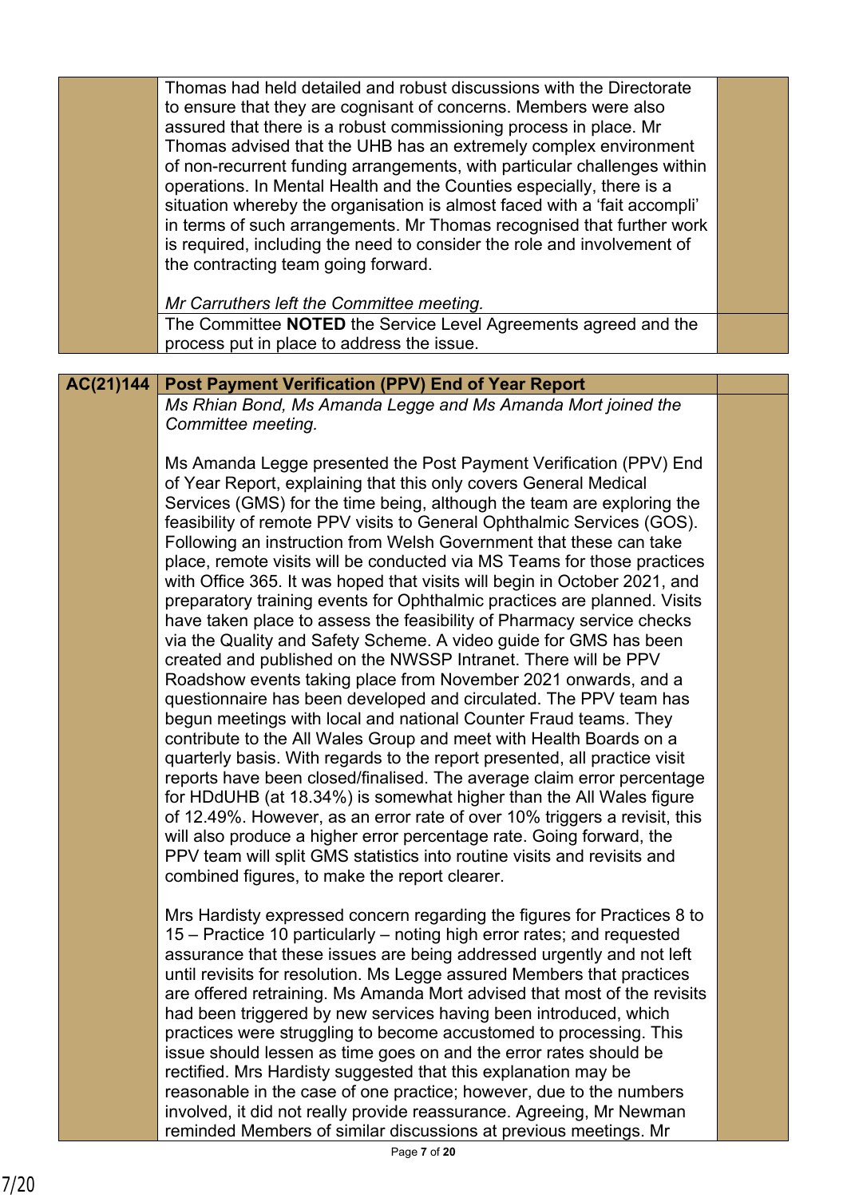| | | |
|---|---|---|
| | Thomas had held detailed and robust discussions with the Directorate to ensure that they are cognisant of concerns. Members were also assured that there is a robust commissioning process in place. Mr Thomas advised that the UHB has an extremely complex environment of non-recurrent funding arrangements, with particular challenges within operations. In Mental Health and the Counties especially, there is a situation whereby the organisation is almost faced with a 'fait accompli' in terms of such arrangements. Mr Thomas recognised that further work is required, including the need to consider the role and involvement of the contracting team going forward.<br><br>*Mr Carruthers left the Committee meeting.* | |
| | The Committee **NOTED** the Service Level Agreements agreed and the process put in place to address the issue. | |

| | | |
|---|---|---|
| **AC(21)144** | **Post Payment Verification (PPV) End of Year Report** | |
| | *Ms Rhian Bond, Ms Amanda Legge and Ms Amanda Mort joined the Committee meeting.*<br><br>Ms Amanda Legge presented the Post Payment Verification (PPV) End of Year Report, explaining that this only covers General Medical Services (GMS) for the time being, although the team are exploring the feasibility of remote PPV visits to General Ophthalmic Services (GOS). Following an instruction from Welsh Government that these can take place, remote visits will be conducted via MS Teams for those practices with Office 365. It was hoped that visits will begin in October 2021, and preparatory training events for Ophthalmic practices are planned. Visits have taken place to assess the feasibility of Pharmacy service checks via the Quality and Safety Scheme. A video guide for GMS has been created and published on the NWSSP Intranet. There will be PPV Roadshow events taking place from November 2021 onwards, and a questionnaire has been developed and circulated. The PPV team has begun meetings with local and national Counter Fraud teams. They contribute to the All Wales Group and meet with Health Boards on a quarterly basis. With regards to the report presented, all practice visit reports have been closed/finalised. The average claim error percentage for HDdUHB (at 18.34%) is somewhat higher than the All Wales figure of 12.49%. However, as an error rate of over 10% triggers a revisit, this will also produce a higher error percentage rate. Going forward, the PPV team will split GMS statistics into routine visits and revisits and combined figures, to make the report clearer.<br><br>Mrs Hardisty expressed concern regarding the figures for Practices 8 to 15 – Practice 10 particularly – noting high error rates; and requested assurance that these issues are being addressed urgently and not left until revisits for resolution. Ms Legge assured Members that practices are offered retraining. Ms Amanda Mort advised that most of the revisits had been triggered by new services having been introduced, which practices were struggling to become accustomed to processing. This issue should lessen as time goes on and the error rates should be rectified. Mrs Hardisty suggested that this explanation may be reasonable in the case of one practice; however, due to the numbers involved, it did not really provide reassurance. Agreeing, Mr Newman reminded Members of similar discussions at previous meetings. Mr | |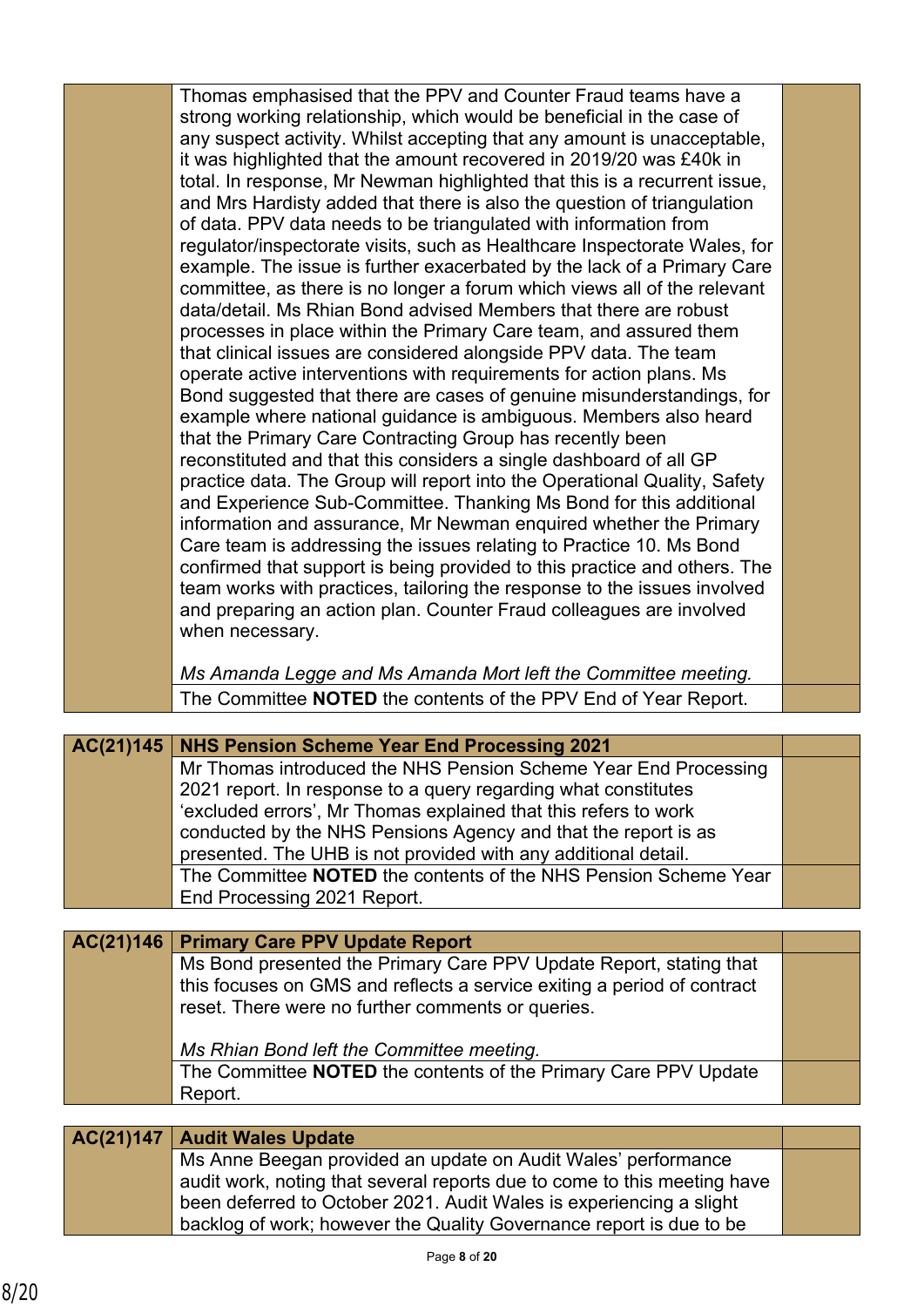| | | |
|---|---|---|
| | Thomas emphasised that the PPV and Counter Fraud teams have a strong working relationship, which would be beneficial in the case of any suspect activity. Whilst accepting that any amount is unacceptable, it was highlighted that the amount recovered in 2019/20 was £40k in total. In response, Mr Newman highlighted that this is a recurrent issue, and Mrs Hardisty added that there is also the question of triangulation of data. PPV data needs to be triangulated with information from regulator/inspectorate visits, such as Healthcare Inspectorate Wales, for example. The issue is further exacerbated by the lack of a Primary Care committee, as there is no longer a forum which views all of the relevant data/detail. Ms Rhian Bond advised Members that there are robust processes in place within the Primary Care team, and assured them that clinical issues are considered alongside PPV data. The team operate active interventions with requirements for action plans. Ms Bond suggested that there are cases of genuine misunderstandings, for example where national guidance is ambiguous. Members also heard that the Primary Care Contracting Group has recently been reconstituted and that this considers a single dashboard of all GP practice data. The Group will report into the Operational Quality, Safety and Experience Sub-Committee. Thanking Ms Bond for this additional information and assurance, Mr Newman enquired whether the Primary Care team is addressing the issues relating to Practice 10. Ms Bond confirmed that support is being provided to this practice and others. The team works with practices, tailoring the response to the issues involved and preparing an action plan. Counter Fraud colleagues are involved when necessary.<br><br>*Ms Amanda Legge and Ms Amanda Mort left the Committee meeting.* | |
| | The Committee **NOTED** the contents of the PPV End of Year Report. | |

| | | |
|---|---|---|
| **AC(21)145** | **NHS Pension Scheme Year End Processing 2021** | |
| | Mr Thomas introduced the NHS Pension Scheme Year End Processing 2021 report. In response to a query regarding what constitutes 'excluded errors', Mr Thomas explained that this refers to work conducted by the NHS Pensions Agency and that the report is as presented. The UHB is not provided with any additional detail. | |
| | The Committee **NOTED** the contents of the NHS Pension Scheme Year End Processing 2021 Report. | |

| | | |
|---|---|---|
| **AC(21)146** | **Primary Care PPV Update Report** | |
| | Ms Bond presented the Primary Care PPV Update Report, stating that this focuses on GMS and reflects a service exiting a period of contract reset. There were no further comments or queries.<br><br>*Ms Rhian Bond left the Committee meeting.* | |
| | The Committee **NOTED** the contents of the Primary Care PPV Update Report. | |

| | | |
|---|---|---|
| **AC(21)147** | **Audit Wales Update** | |
| | Ms Anne Beegan provided an update on Audit Wales' performance audit work, noting that several reports due to come to this meeting have been deferred to October 2021. Audit Wales is experiencing a slight backlog of work; however the Quality Governance report is due to be | |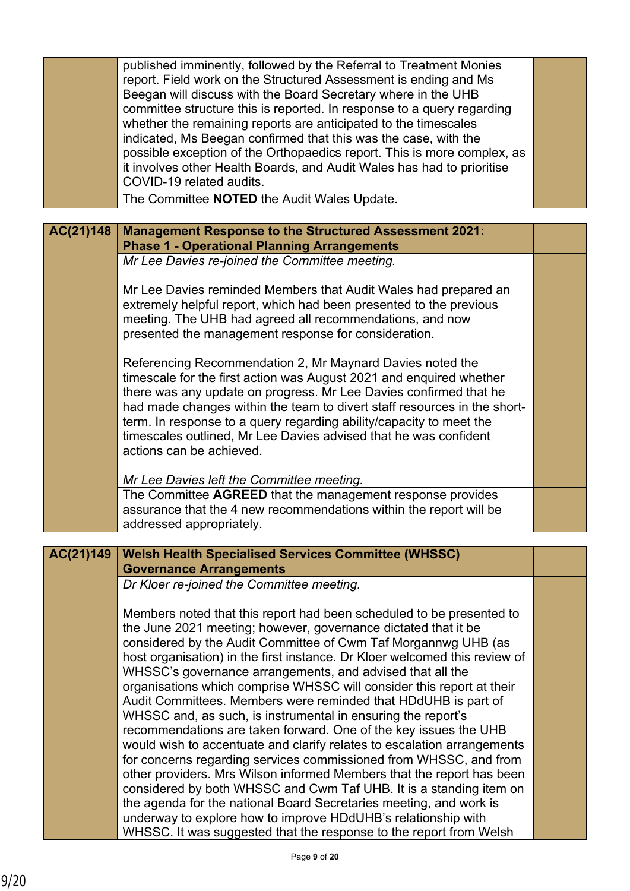| | | |
|---|---|---|
| | published imminently, followed by the Referral to Treatment Monies report. Field work on the Structured Assessment is ending and Ms Beegan will discuss with the Board Secretary where in the UHB committee structure this is reported. In response to a query regarding whether the remaining reports are anticipated to the timescales indicated, Ms Beegan confirmed that this was the case, with the possible exception of the Orthopaedics report. This is more complex, as it involves other Health Boards, and Audit Wales has had to prioritise COVID-19 related audits. | |
| | The Committee **NOTED** the Audit Wales Update. | |

| | | |
|---|---|---|
| **AC(21)148** | **Management Response to the Structured Assessment 2021: Phase 1 - Operational Planning Arrangements** | |
| | *Mr Lee Davies re-joined the Committee meeting.*<br><br>Mr Lee Davies reminded Members that Audit Wales had prepared an extremely helpful report, which had been presented to the previous meeting. The UHB had agreed all recommendations, and now presented the management response for consideration.<br><br>Referencing Recommendation 2, Mr Maynard Davies noted the timescale for the first action was August 2021 and enquired whether there was any update on progress. Mr Lee Davies confirmed that he had made changes within the team to divert staff resources in the short-term. In response to a query regarding ability/capacity to meet the timescales outlined, Mr Lee Davies advised that he was confident actions can be achieved.<br><br>*Mr Lee Davies left the Committee meeting.* | |
| | The Committee **AGREED** that the management response provides assurance that the 4 new recommendations within the report will be addressed appropriately. | |

| | | |
|---|---|---|
| **AC(21)149** | **Welsh Health Specialised Services Committee (WHSSC) Governance Arrangements** | |
| | *Dr Kloer re-joined the Committee meeting.*<br><br>Members noted that this report had been scheduled to be presented to the June 2021 meeting; however, governance dictated that it be considered by the Audit Committee of Cwm Taf Morgannwg UHB (as host organisation) in the first instance. Dr Kloer welcomed this review of WHSSC's governance arrangements, and advised that all the organisations which comprise WHSSC will consider this report at their Audit Committees. Members were reminded that HDdUHB is part of WHSSC and, as such, is instrumental in ensuring the report's recommendations are taken forward. One of the key issues the UHB would wish to accentuate and clarify relates to escalation arrangements for concerns regarding services commissioned from WHSSC, and from other providers. Mrs Wilson informed Members that the report has been considered by both WHSSC and Cwm Taf UHB. It is a standing item on the agenda for the national Board Secretaries meeting, and work is underway to explore how to improve HDdUHB's relationship with WHSSC. It was suggested that the response to the report from Welsh | |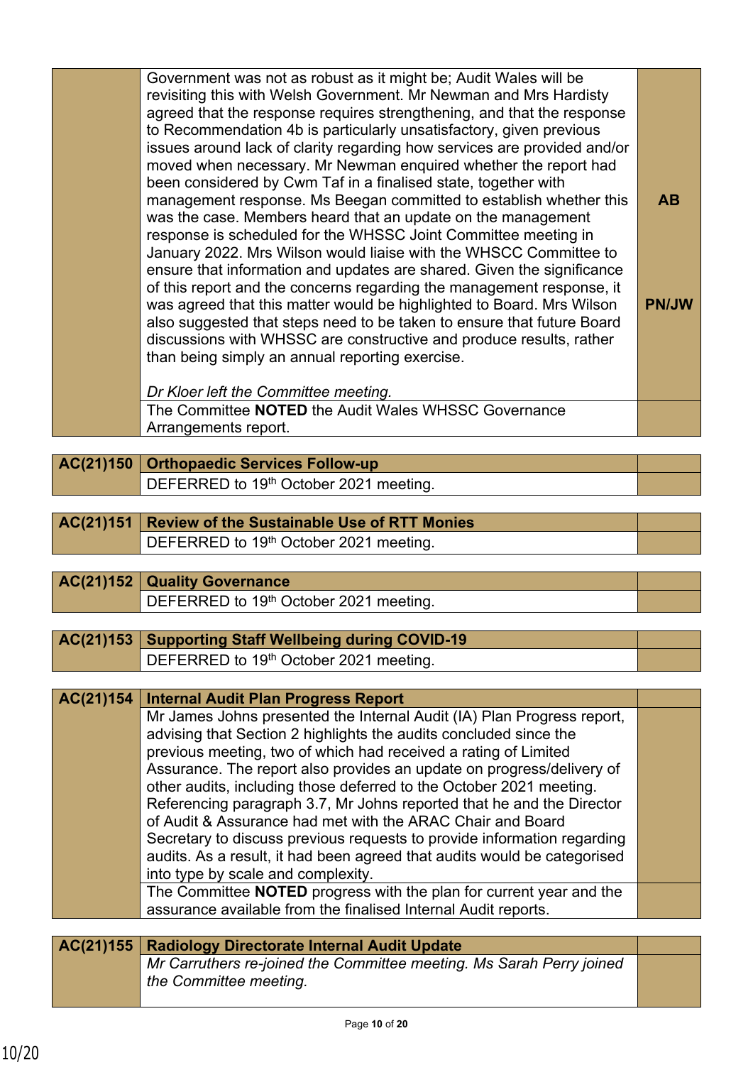| | | |
|---|---|---|
| | Government was not as robust as it might be; Audit Wales will be revisiting this with Welsh Government. Mr Newman and Mrs Hardisty agreed that the response requires strengthening, and that the response to Recommendation 4b is particularly unsatisfactory, given previous issues around lack of clarity regarding how services are provided and/or moved when necessary. Mr Newman enquired whether the report had been considered by Cwm Taf in a finalised state, together with management response. Ms Beegan committed to establish whether this was the case. Members heard that an update on the management response is scheduled for the WHSSC Joint Committee meeting in January 2022. Mrs Wilson would liaise with the WHSCC Committee to ensure that information and updates are shared. Given the significance of this report and the concerns regarding the management response, it was agreed that this matter would be highlighted to Board. Mrs Wilson also suggested that steps need to be taken to ensure that future Board discussions with WHSSC are constructive and produce results, rather than being simply an annual reporting exercise.<br><br>*Dr Kloer left the Committee meeting.* | **AB**<br><br>**PN/JW** |
| | The Committee **NOTED** the Audit Wales WHSSC Governance Arrangements report. | |

| | | |
|---|---|---|
| **AC(21)150** | **Orthopaedic Services Follow-up** | |
| | DEFERRED to 19th October 2021 meeting. | |

| | | |
|---|---|---|
| **AC(21)151** | **Review of the Sustainable Use of RTT Monies** | |
| | DEFERRED to 19th October 2021 meeting. | |

| | | |
|---|---|---|
| **AC(21)152** | **Quality Governance** | |
| | DEFERRED to 19th October 2021 meeting. | |

| | | |
|---|---|---|
| **AC(21)153** | **Supporting Staff Wellbeing during COVID-19** | |
| | DEFERRED to 19th October 2021 meeting. | |

| | | |
|---|---|---|
| **AC(21)154** | **Internal Audit Plan Progress Report** | |
| | Mr James Johns presented the Internal Audit (IA) Plan Progress report, advising that Section 2 highlights the audits concluded since the previous meeting, two of which had received a rating of Limited Assurance. The report also provides an update on progress/delivery of other audits, including those deferred to the October 2021 meeting. Referencing paragraph 3.7, Mr Johns reported that he and the Director of Audit & Assurance had met with the ARAC Chair and Board Secretary to discuss previous requests to provide information regarding audits. As a result, it had been agreed that audits would be categorised into type by scale and complexity. | |
| | The Committee **NOTED** progress with the plan for current year and the assurance available from the finalised Internal Audit reports. | |

| | | |
|---|---|---|
| **AC(21)155** | **Radiology Directorate Internal Audit Update** | |
| | *Mr Carruthers re-joined the Committee meeting. Ms Sarah Perry joined the Committee meeting.* | |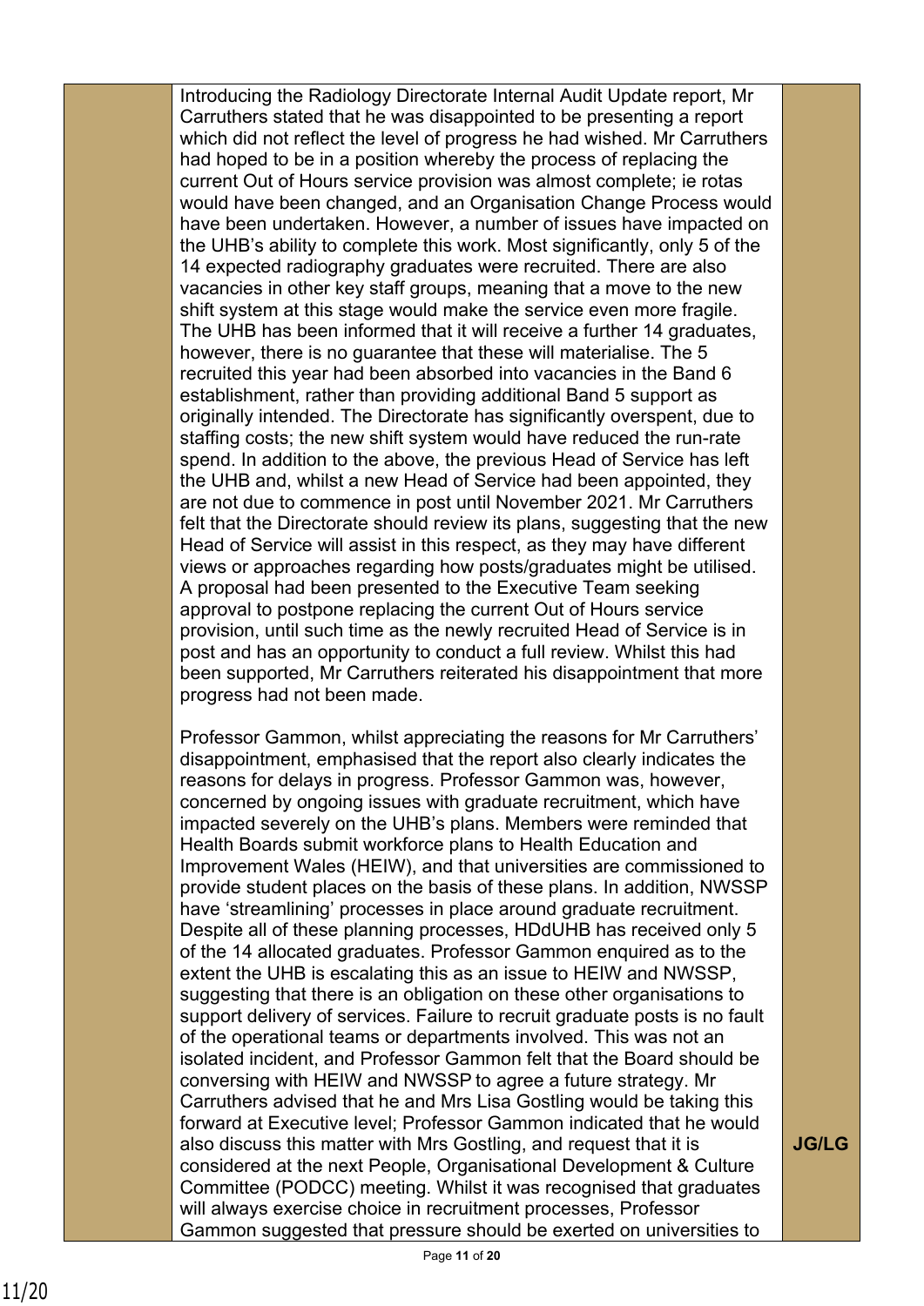| | | |
|---|---|---|
| | Introducing the Radiology Directorate Internal Audit Update report, Mr Carruthers stated that he was disappointed to be presenting a report which did not reflect the level of progress he had wished. Mr Carruthers had hoped to be in a position whereby the process of replacing the current Out of Hours service provision was almost complete; ie rotas would have been changed, and an Organisation Change Process would have been undertaken. However, a number of issues have impacted on the UHB's ability to complete this work. Most significantly, only 5 of the 14 expected radiography graduates were recruited. There are also vacancies in other key staff groups, meaning that a move to the new shift system at this stage would make the service even more fragile. The UHB has been informed that it will receive a further 14 graduates, however, there is no guarantee that these will materialise. The 5 recruited this year had been absorbed into vacancies in the Band 6 establishment, rather than providing additional Band 5 support as originally intended. The Directorate has significantly overspent, due to staffing costs; the new shift system would have reduced the run-rate spend. In addition to the above, the previous Head of Service has left the UHB and, whilst a new Head of Service had been appointed, they are not due to commence in post until November 2021. Mr Carruthers felt that the Directorate should review its plans, suggesting that the new Head of Service will assist in this respect, as they may have different views or approaches regarding how posts/graduates might be utilised. A proposal had been presented to the Executive Team seeking approval to postpone replacing the current Out of Hours service provision, until such time as the newly recruited Head of Service is in post and has an opportunity to conduct a full review. Whilst this had been supported, Mr Carruthers reiterated his disappointment that more progress had not been made.<br><br>Professor Gammon, whilst appreciating the reasons for Mr Carruthers' disappointment, emphasised that the report also clearly indicates the reasons for delays in progress. Professor Gammon was, however, concerned by ongoing issues with graduate recruitment, which have impacted severely on the UHB's plans. Members were reminded that Health Boards submit workforce plans to Health Education and Improvement Wales (HEIW), and that universities are commissioned to provide student places on the basis of these plans. In addition, NWSSP have 'streamlining' processes in place around graduate recruitment. Despite all of these planning processes, HDdUHB has received only 5 of the 14 allocated graduates. Professor Gammon enquired as to the extent the UHB is escalating this as an issue to HEIW and NWSSP, suggesting that there is an obligation on these other organisations to support delivery of services. Failure to recruit graduate posts is no fault of the operational teams or departments involved. This was not an isolated incident, and Professor Gammon felt that the Board should be conversing with HEIW and NWSSP to agree a future strategy. Mr Carruthers advised that he and Mrs Lisa Gostling would be taking this forward at Executive level; Professor Gammon indicated that he would also discuss this matter with Mrs Gostling, and request that it is considered at the next People, Organisational Development & Culture Committee (PODCC) meeting. Whilst it was recognised that graduates will always exercise choice in recruitment processes, Professor Gammon suggested that pressure should be exerted on universities to | JG/LG |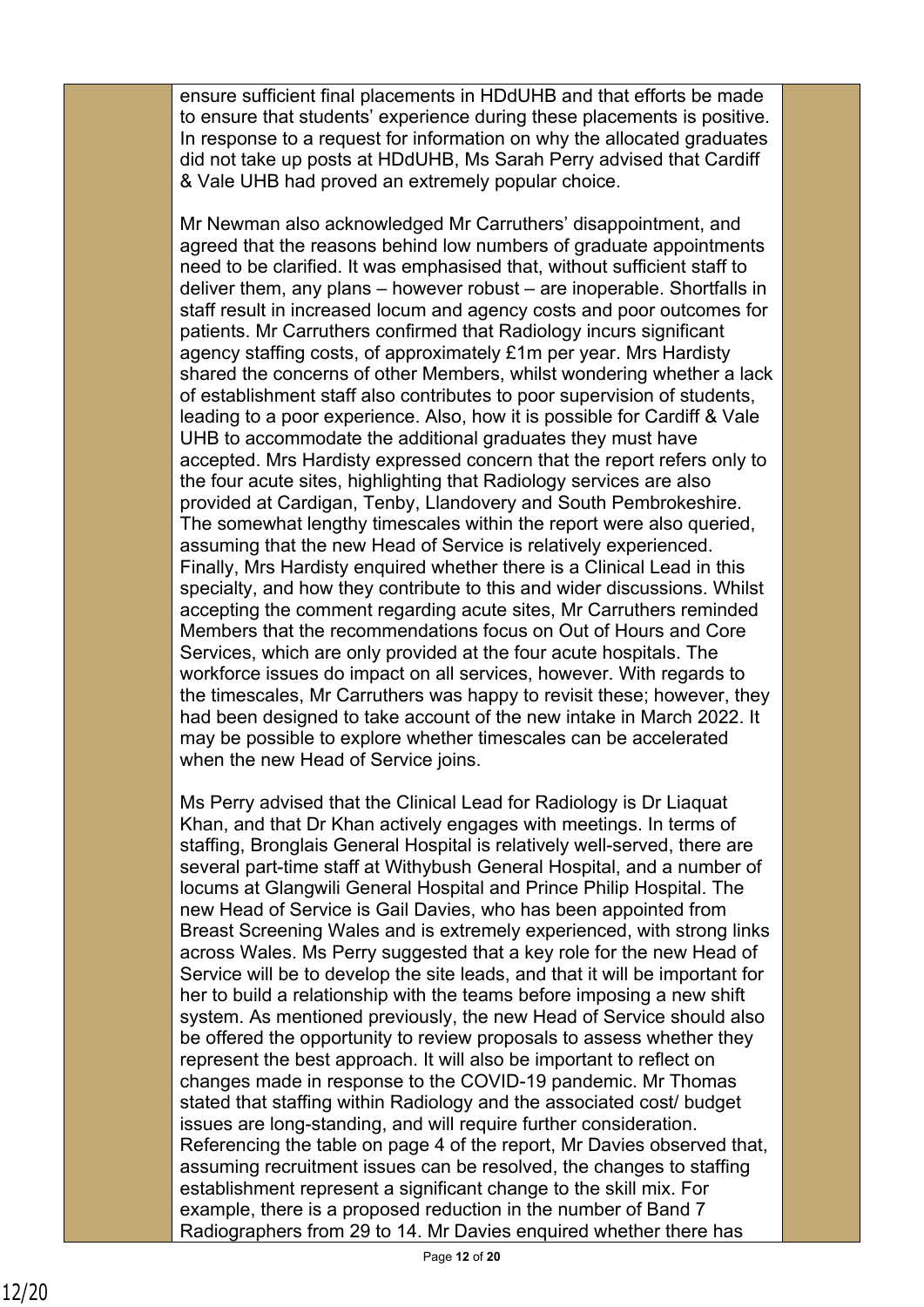ensure sufficient final placements in HDdUHB and that efforts be made to ensure that students' experience during these placements is positive. In response to a request for information on why the allocated graduates did not take up posts at HDdUHB, Ms Sarah Perry advised that Cardiff & Vale UHB had proved an extremely popular choice.

Mr Newman also acknowledged Mr Carruthers' disappointment, and agreed that the reasons behind low numbers of graduate appointments need to be clarified. It was emphasised that, without sufficient staff to deliver them, any plans – however robust – are inoperable. Shortfalls in staff result in increased locum and agency costs and poor outcomes for patients. Mr Carruthers confirmed that Radiology incurs significant agency staffing costs, of approximately £1m per year. Mrs Hardisty shared the concerns of other Members, whilst wondering whether a lack of establishment staff also contributes to poor supervision of students, leading to a poor experience. Also, how it is possible for Cardiff & Vale UHB to accommodate the additional graduates they must have accepted. Mrs Hardisty expressed concern that the report refers only to the four acute sites, highlighting that Radiology services are also provided at Cardigan, Tenby, Llandovery and South Pembrokeshire. The somewhat lengthy timescales within the report were also queried, assuming that the new Head of Service is relatively experienced. Finally, Mrs Hardisty enquired whether there is a Clinical Lead in this specialty, and how they contribute to this and wider discussions. Whilst accepting the comment regarding acute sites, Mr Carruthers reminded Members that the recommendations focus on Out of Hours and Core Services, which are only provided at the four acute hospitals. The workforce issues do impact on all services, however. With regards to the timescales, Mr Carruthers was happy to revisit these; however, they had been designed to take account of the new intake in March 2022. It may be possible to explore whether timescales can be accelerated when the new Head of Service joins.

Ms Perry advised that the Clinical Lead for Radiology is Dr Liaquat Khan, and that Dr Khan actively engages with meetings. In terms of staffing, Bronglais General Hospital is relatively well-served, there are several part-time staff at Withybush General Hospital, and a number of locums at Glangwili General Hospital and Prince Philip Hospital. The new Head of Service is Gail Davies, who has been appointed from Breast Screening Wales and is extremely experienced, with strong links across Wales. Ms Perry suggested that a key role for the new Head of Service will be to develop the site leads, and that it will be important for her to build a relationship with the teams before imposing a new shift system. As mentioned previously, the new Head of Service should also be offered the opportunity to review proposals to assess whether they represent the best approach. It will also be important to reflect on changes made in response to the COVID-19 pandemic. Mr Thomas stated that staffing within Radiology and the associated cost/ budget issues are long-standing, and will require further consideration. Referencing the table on page 4 of the report, Mr Davies observed that, assuming recruitment issues can be resolved, the changes to staffing establishment represent a significant change to the skill mix. For example, there is a proposed reduction in the number of Band 7 Radiographers from 29 to 14. Mr Davies enquired whether there has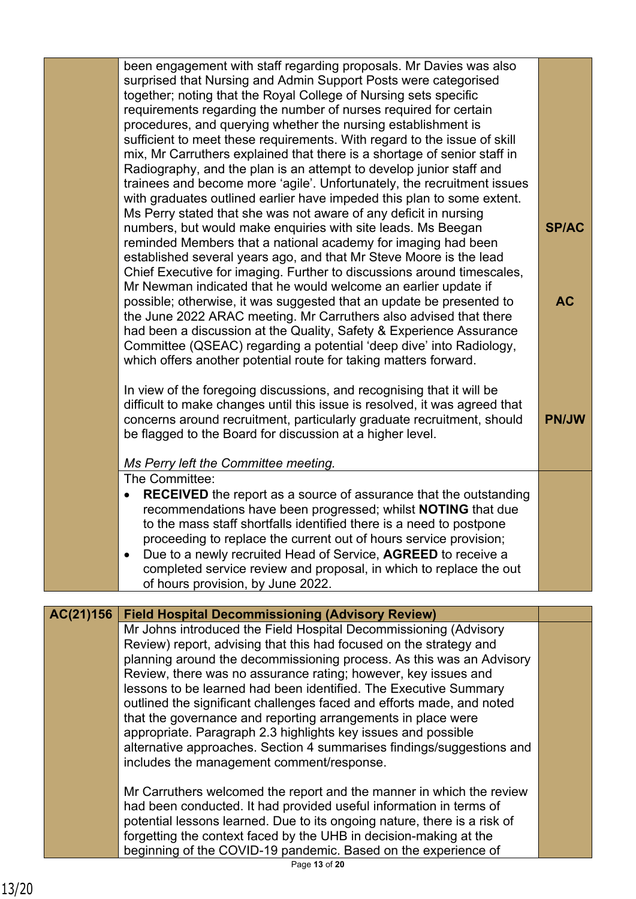| | | |
|---|---|---|
| | been engagement with staff regarding proposals. Mr Davies was also surprised that Nursing and Admin Support Posts were categorised together; noting that the Royal College of Nursing sets specific requirements regarding the number of nurses required for certain procedures, and querying whether the nursing establishment is sufficient to meet these requirements. With regard to the issue of skill mix, Mr Carruthers explained that there is a shortage of senior staff in Radiography, and the plan is an attempt to develop junior staff and trainees and become more 'agile'. Unfortunately, the recruitment issues with graduates outlined earlier have impeded this plan to some extent. Ms Perry stated that she was not aware of any deficit in nursing numbers, but would make enquiries with site leads. Ms Beegan reminded Members that a national academy for imaging had been established several years ago, and that Mr Steve Moore is the lead Chief Executive for imaging. Further to discussions around timescales, Mr Newman indicated that he would welcome an earlier update if possible; otherwise, it was suggested that an update be presented to the June 2022 ARAC meeting. Mr Carruthers also advised that there had been a discussion at the Quality, Safety & Experience Assurance Committee (QSEAC) regarding a potential 'deep dive' into Radiology, which offers another potential route for taking matters forward.<br><br>In view of the foregoing discussions, and recognising that it will be difficult to make changes until this issue is resolved, it was agreed that concerns around recruitment, particularly graduate recruitment, should be flagged to the Board for discussion at a higher level.<br><br>*Ms Perry left the Committee meeting.* | **SP/AC**<br><br>**AC**<br><br>**PN/JW** |
| | The Committee:<br>• **RECEIVED** the report as a source of assurance that the outstanding recommendations have been progressed; whilst **NOTING** that due to the mass staff shortfalls identified there is a need to postpone proceeding to replace the current out of hours service provision;<br>• Due to a newly recruited Head of Service, **AGREED** to receive a completed service review and proposal, in which to replace the out of hours provision, by June 2022. | |

| | | |
|---|---|---|
| **AC(21)156** | **Field Hospital Decommissioning (Advisory Review)** | |
| | Mr Johns introduced the Field Hospital Decommissioning (Advisory Review) report, advising that this had focused on the strategy and planning around the decommissioning process. As this was an Advisory Review, there was no assurance rating; however, key issues and lessons to be learned had been identified. The Executive Summary outlined the significant challenges faced and efforts made, and noted that the governance and reporting arrangements in place were appropriate. Paragraph 2.3 highlights key issues and possible alternative approaches. Section 4 summarises findings/suggestions and includes the management comment/response.<br><br>Mr Carruthers welcomed the report and the manner in which the review had been conducted. It had provided useful information in terms of potential lessons learned. Due to its ongoing nature, there is a risk of forgetting the context faced by the UHB in decision-making at the beginning of the COVID-19 pandemic. Based on the experience of | |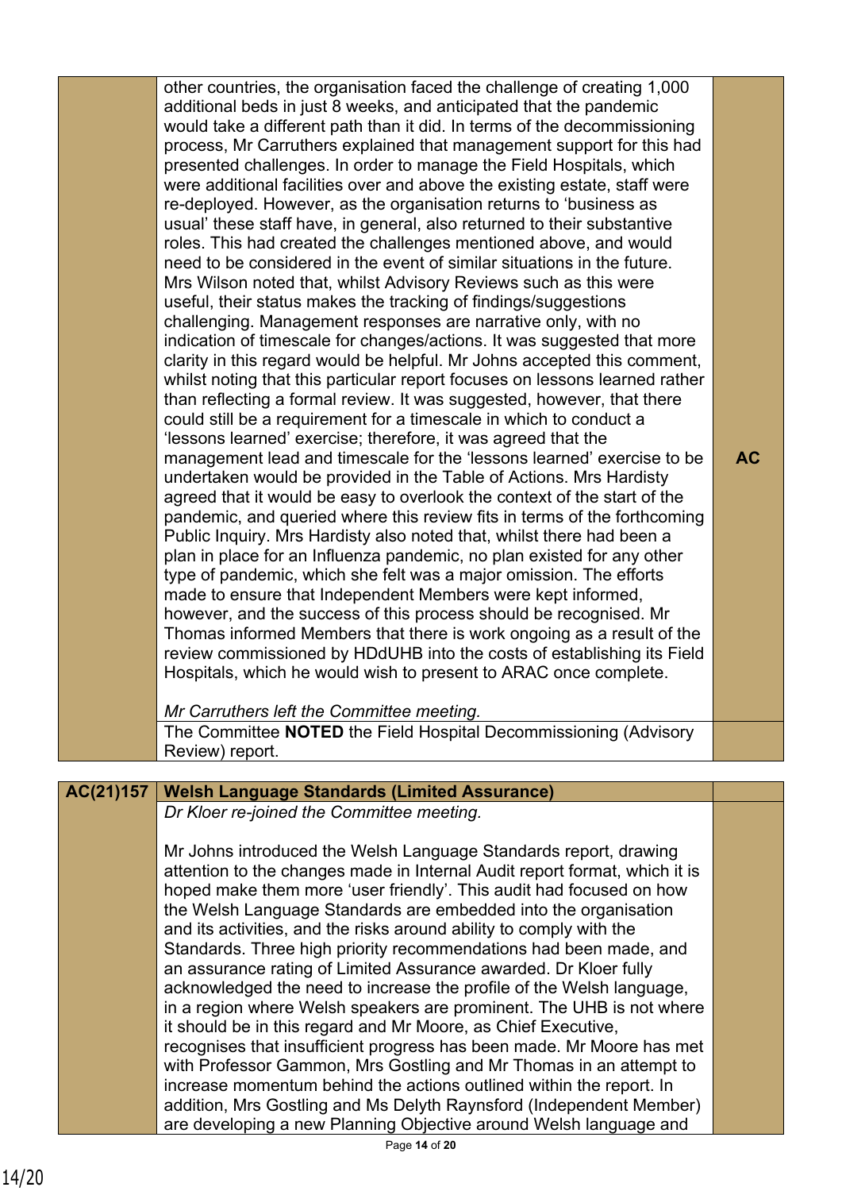| | | |
|---|---|---|
| | other countries, the organisation faced the challenge of creating 1,000 additional beds in just 8 weeks, and anticipated that the pandemic would take a different path than it did. In terms of the decommissioning process, Mr Carruthers explained that management support for this had presented challenges. In order to manage the Field Hospitals, which were additional facilities over and above the existing estate, staff were re-deployed. However, as the organisation returns to 'business as usual' these staff have, in general, also returned to their substantive roles. This had created the challenges mentioned above, and would need to be considered in the event of similar situations in the future. Mrs Wilson noted that, whilst Advisory Reviews such as this were useful, their status makes the tracking of findings/suggestions challenging. Management responses are narrative only, with no indication of timescale for changes/actions. It was suggested that more clarity in this regard would be helpful. Mr Johns accepted this comment, whilst noting that this particular report focuses on lessons learned rather than reflecting a formal review. It was suggested, however, that there could still be a requirement for a timescale in which to conduct a 'lessons learned' exercise; therefore, it was agreed that the management lead and timescale for the 'lessons learned' exercise to be undertaken would be provided in the Table of Actions. Mrs Hardisty agreed that it would be easy to overlook the context of the start of the pandemic, and queried where this review fits in terms of the forthcoming Public Inquiry. Mrs Hardisty also noted that, whilst there had been a plan in place for an Influenza pandemic, no plan existed for any other type of pandemic, which she felt was a major omission. The efforts made to ensure that Independent Members were kept informed, however, and the success of this process should be recognised. Mr Thomas informed Members that there is work ongoing as a result of the review commissioned by HDdUHB into the costs of establishing its Field Hospitals, which he would wish to present to ARAC once complete.<br><br>*Mr Carruthers left the Committee meeting.* | **AC** |
| | The Committee **NOTED** the Field Hospital Decommissioning (Advisory Review) report. | |

| | | |
|---|---|---|
| **AC(21)157** | **Welsh Language Standards (Limited Assurance)** | |
| | *Dr Kloer re-joined the Committee meeting.*<br><br>Mr Johns introduced the Welsh Language Standards report, drawing attention to the changes made in Internal Audit report format, which it is hoped make them more 'user friendly'. This audit had focused on how the Welsh Language Standards are embedded into the organisation and its activities, and the risks around ability to comply with the Standards. Three high priority recommendations had been made, and an assurance rating of Limited Assurance awarded. Dr Kloer fully acknowledged the need to increase the profile of the Welsh language, in a region where Welsh speakers are prominent. The UHB is not where it should be in this regard and Mr Moore, as Chief Executive, recognises that insufficient progress has been made. Mr Moore has met with Professor Gammon, Mrs Gostling and Mr Thomas in an attempt to increase momentum behind the actions outlined within the report. In addition, Mrs Gostling and Ms Delyth Raynsford (Independent Member) are developing a new Planning Objective around Welsh language and | |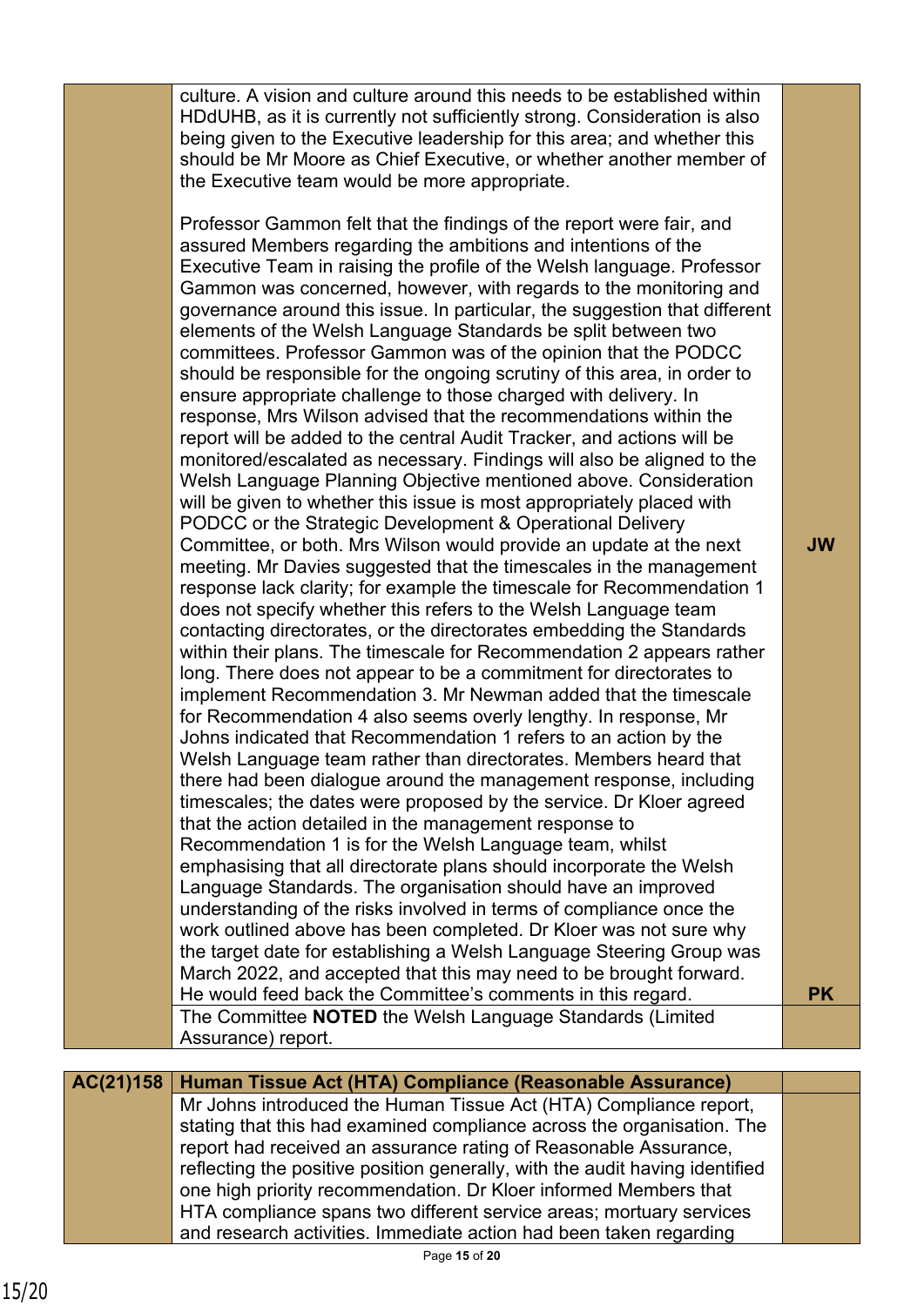| | | |
|---|---|---|
| | culture. A vision and culture around this needs to be established within HDdUHB, as it is currently not sufficiently strong. Consideration is also being given to the Executive leadership for this area; and whether this should be Mr Moore as Chief Executive, or whether another member of the Executive team would be more appropriate.<br><br>Professor Gammon felt that the findings of the report were fair, and assured Members regarding the ambitions and intentions of the Executive Team in raising the profile of the Welsh language. Professor Gammon was concerned, however, with regards to the monitoring and governance around this issue. In particular, the suggestion that different elements of the Welsh Language Standards be split between two committees. Professor Gammon was of the opinion that the PODCC should be responsible for the ongoing scrutiny of this area, in order to ensure appropriate challenge to those charged with delivery. In response, Mrs Wilson advised that the recommendations within the report will be added to the central Audit Tracker, and actions will be monitored/escalated as necessary. Findings will also be aligned to the Welsh Language Planning Objective mentioned above. Consideration will be given to whether this issue is most appropriately placed with PODCC or the Strategic Development & Operational Delivery Committee, or both. Mrs Wilson would provide an update at the next meeting. Mr Davies suggested that the timescales in the management response lack clarity; for example the timescale for Recommendation 1 does not specify whether this refers to the Welsh Language team contacting directorates, or the directorates embedding the Standards within their plans. The timescale for Recommendation 2 appears rather long. There does not appear to be a commitment for directorates to implement Recommendation 3. Mr Newman added that the timescale for Recommendation 4 also seems overly lengthy. In response, Mr Johns indicated that Recommendation 1 refers to an action by the Welsh Language team rather than directorates. Members heard that there had been dialogue around the management response, including timescales; the dates were proposed by the service. Dr Kloer agreed that the action detailed in the management response to Recommendation 1 is for the Welsh Language team, whilst emphasising that all directorate plans should incorporate the Welsh Language Standards. The organisation should have an improved understanding of the risks involved in terms of compliance once the work outlined above has been completed. Dr Kloer was not sure why the target date for establishing a Welsh Language Steering Group was March 2022, and accepted that this may need to be brought forward. He would feed back the Committee's comments in this regard. | **JW**<br><br><br><br><br><br>**PK** |
| | The Committee **NOTED** the Welsh Language Standards (Limited Assurance) report. | |

| | | |
|---|---|---|
| **AC(21)158** | **Human Tissue Act (HTA) Compliance (Reasonable Assurance)** | |
| | Mr Johns introduced the Human Tissue Act (HTA) Compliance report, stating that this had examined compliance across the organisation. The report had received an assurance rating of Reasonable Assurance, reflecting the positive position generally, with the audit having identified one high priority recommendation. Dr Kloer informed Members that HTA compliance spans two different service areas; mortuary services and research activities. Immediate action had been taken regarding | |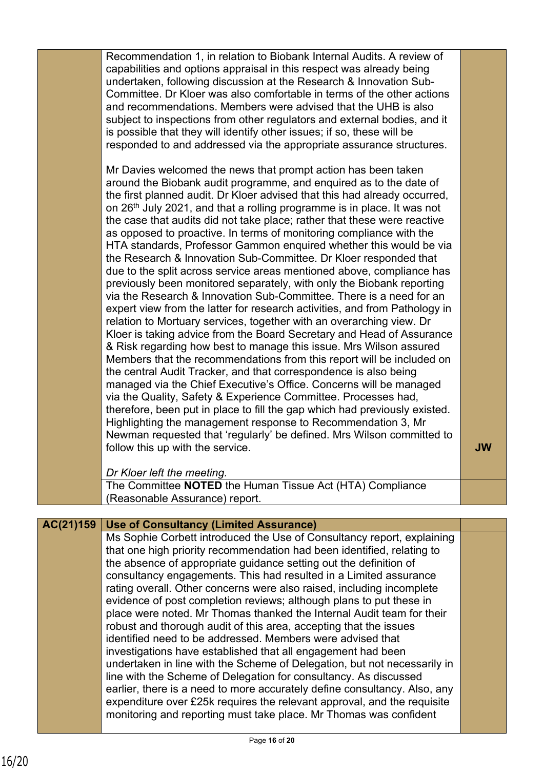| | | |
|---|---|---|
| | Recommendation 1, in relation to Biobank Internal Audits. A review of capabilities and options appraisal in this respect was already being undertaken, following discussion at the Research & Innovation Sub-Committee. Dr Kloer was also comfortable in terms of the other actions and recommendations. Members were advised that the UHB is also subject to inspections from other regulators and external bodies, and it is possible that they will identify other issues; if so, these will be responded to and addressed via the appropriate assurance structures.<br><br>Mr Davies welcomed the news that prompt action has been taken around the Biobank audit programme, and enquired as to the date of the first planned audit. Dr Kloer advised that this had already occurred, on 26th July 2021, and that a rolling programme is in place. It was not the case that audits did not take place; rather that these were reactive as opposed to proactive. In terms of monitoring compliance with the HTA standards, Professor Gammon enquired whether this would be via the Research & Innovation Sub-Committee. Dr Kloer responded that due to the split across service areas mentioned above, compliance has previously been monitored separately, with only the Biobank reporting via the Research & Innovation Sub-Committee. There is a need for an expert view from the latter for research activities, and from Pathology in relation to Mortuary services, together with an overarching view. Dr Kloer is taking advice from the Board Secretary and Head of Assurance & Risk regarding how best to manage this issue. Mrs Wilson assured Members that the recommendations from this report will be included on the central Audit Tracker, and that correspondence is also being managed via the Chief Executive's Office. Concerns will be managed via the Quality, Safety & Experience Committee. Processes had, therefore, been put in place to fill the gap which had previously existed. Highlighting the management response to Recommendation 3, Mr Newman requested that 'regularly' be defined. Mrs Wilson committed to follow this up with the service.<br><br>*Dr Kloer left the meeting.* | **JW** |
| | The Committee **NOTED** the Human Tissue Act (HTA) Compliance (Reasonable Assurance) report. | |

| | | |
|---|---|---|
| **AC(21)159** | **Use of Consultancy (Limited Assurance)** | |
| | Ms Sophie Corbett introduced the Use of Consultancy report, explaining that one high priority recommendation had been identified, relating to the absence of appropriate guidance setting out the definition of consultancy engagements. This had resulted in a Limited assurance rating overall. Other concerns were also raised, including incomplete evidence of post completion reviews; although plans to put these in place were noted. Mr Thomas thanked the Internal Audit team for their robust and thorough audit of this area, accepting that the issues identified need to be addressed. Members were advised that investigations have established that all engagement had been undertaken in line with the Scheme of Delegation, but not necessarily in line with the Scheme of Delegation for consultancy. As discussed earlier, there is a need to more accurately define consultancy. Also, any expenditure over £25k requires the relevant approval, and the requisite monitoring and reporting must take place. Mr Thomas was confident | |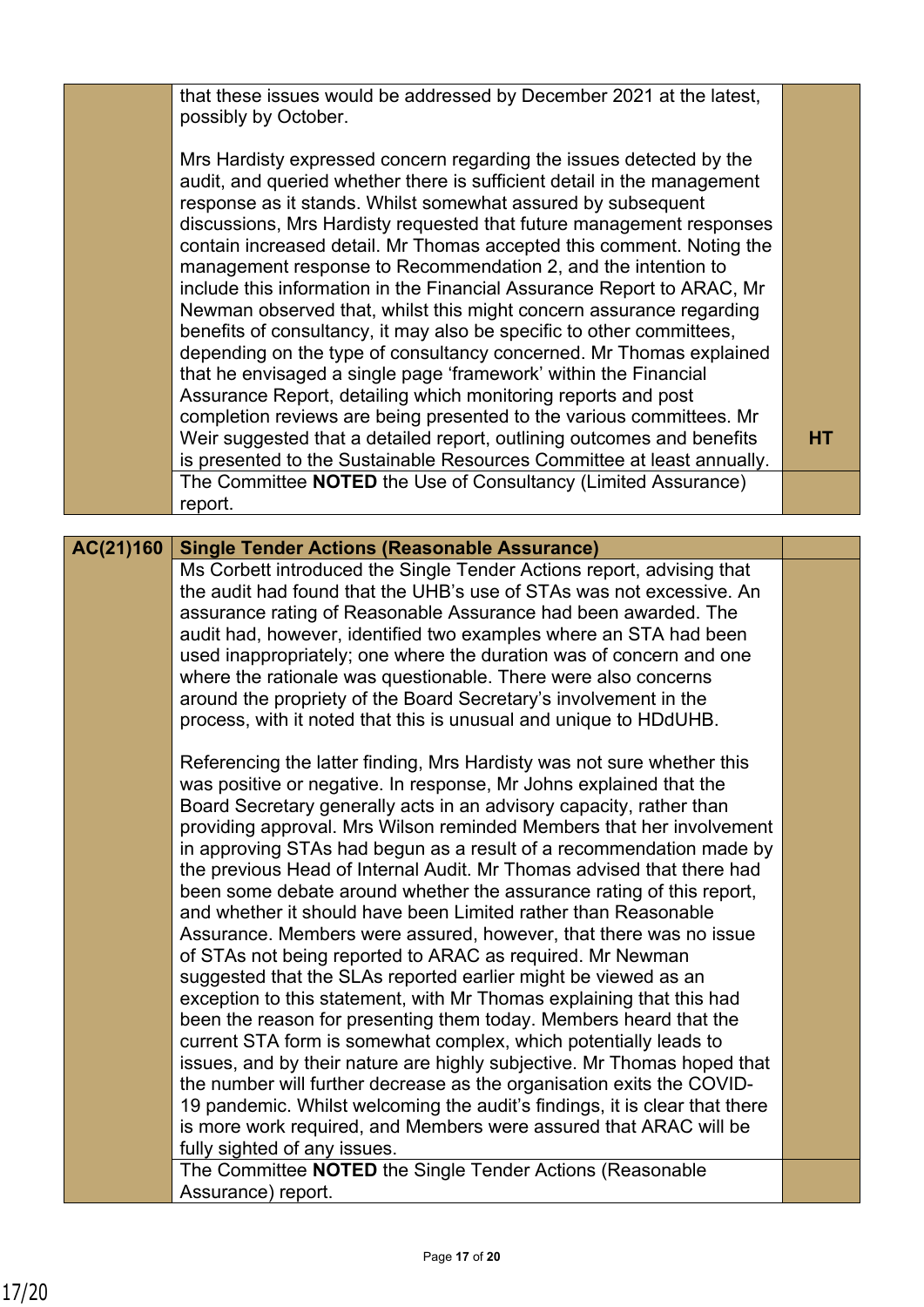| | | |
|---|---|---|
| | that these issues would be addressed by December 2021 at the latest, possibly by October.<br><br>Mrs Hardisty expressed concern regarding the issues detected by the audit, and queried whether there is sufficient detail in the management response as it stands. Whilst somewhat assured by subsequent discussions, Mrs Hardisty requested that future management responses contain increased detail. Mr Thomas accepted this comment. Noting the management response to Recommendation 2, and the intention to include this information in the Financial Assurance Report to ARAC, Mr Newman observed that, whilst this might concern assurance regarding benefits of consultancy, it may also be specific to other committees, depending on the type of consultancy concerned. Mr Thomas explained that he envisaged a single page 'framework' within the Financial Assurance Report, detailing which monitoring reports and post completion reviews are being presented to the various committees. Mr Weir suggested that a detailed report, outlining outcomes and benefits is presented to the Sustainable Resources Committee at least annually. | HT |
| | The Committee **NOTED** the Use of Consultancy (Limited Assurance) report. | |

| | | |
|---|---|---|
| **AC(21)160** | **Single Tender Actions (Reasonable Assurance)** | |
| | Ms Corbett introduced the Single Tender Actions report, advising that the audit had found that the UHB's use of STAs was not excessive. An assurance rating of Reasonable Assurance had been awarded. The audit had, however, identified two examples where an STA had been used inappropriately; one where the duration was of concern and one where the rationale was questionable. There were also concerns around the propriety of the Board Secretary's involvement in the process, with it noted that this is unusual and unique to HDdUHB.<br><br>Referencing the latter finding, Mrs Hardisty was not sure whether this was positive or negative. In response, Mr Johns explained that the Board Secretary generally acts in an advisory capacity, rather than providing approval. Mrs Wilson reminded Members that her involvement in approving STAs had begun as a result of a recommendation made by the previous Head of Internal Audit. Mr Thomas advised that there had been some debate around whether the assurance rating of this report, and whether it should have been Limited rather than Reasonable Assurance. Members were assured, however, that there was no issue of STAs not being reported to ARAC as required. Mr Newman suggested that the SLAs reported earlier might be viewed as an exception to this statement, with Mr Thomas explaining that this had been the reason for presenting them today. Members heard that the current STA form is somewhat complex, which potentially leads to issues, and by their nature are highly subjective. Mr Thomas hoped that the number will further decrease as the organisation exits the COVID-19 pandemic. Whilst welcoming the audit's findings, it is clear that there is more work required, and Members were assured that ARAC will be fully sighted of any issues. | |
| | The Committee **NOTED** the Single Tender Actions (Reasonable Assurance) report. | |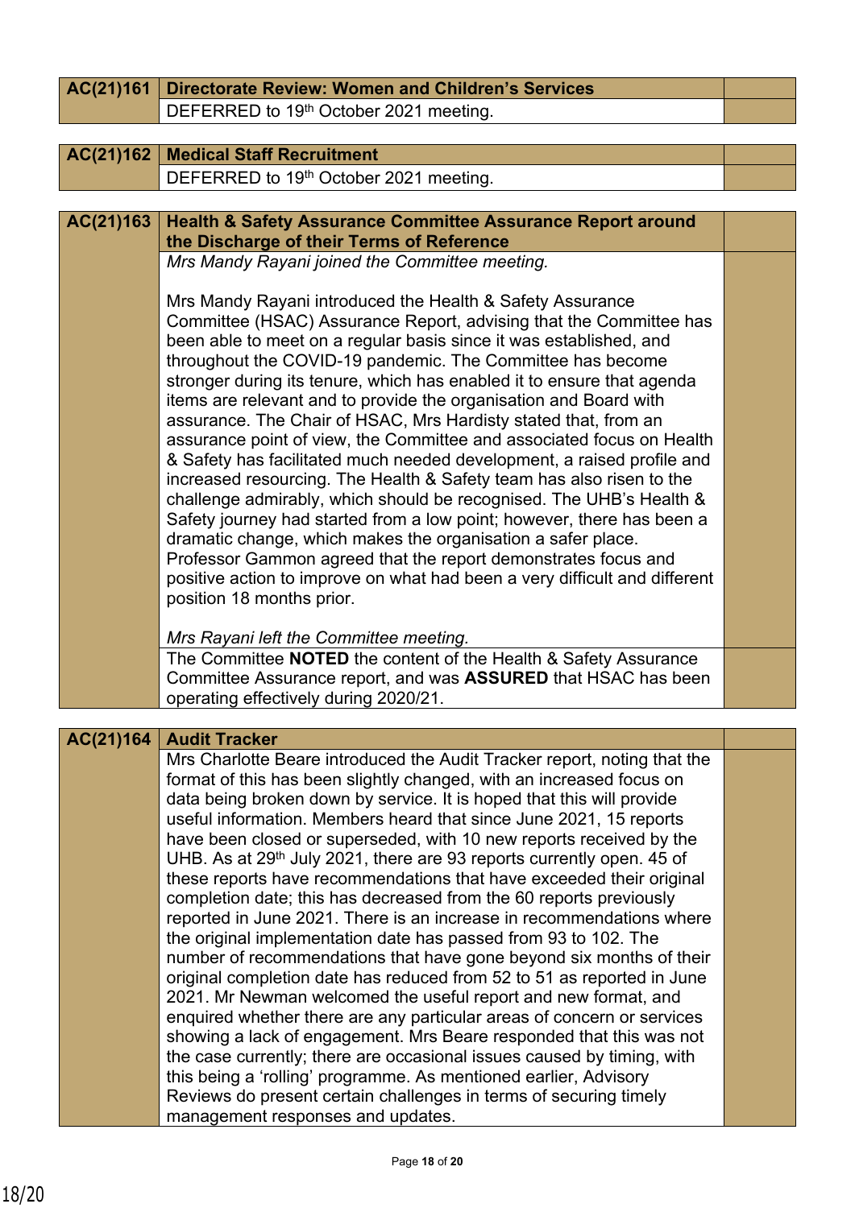| AC(21)161 | Directorate Review: Women and Children's Services | |
|---|---|---|
| | DEFERRED to 19th October 2021 meeting. | |

| AC(21)162 | Medical Staff Recruitment | |
|---|---|---|
| | DEFERRED to 19th October 2021 meeting. | |

| AC(21)163 | Health & Safety Assurance Committee Assurance Report around the Discharge of their Terms of Reference | |
|---|---|---|
| | *Mrs Mandy Rayani joined the Committee meeting.*<br><br>Mrs Mandy Rayani introduced the Health & Safety Assurance Committee (HSAC) Assurance Report, advising that the Committee has been able to meet on a regular basis since it was established, and throughout the COVID-19 pandemic. The Committee has become stronger during its tenure, which has enabled it to ensure that agenda items are relevant and to provide the organisation and Board with assurance. The Chair of HSAC, Mrs Hardisty stated that, from an assurance point of view, the Committee and associated focus on Health & Safety has facilitated much needed development, a raised profile and increased resourcing. The Health & Safety team has also risen to the challenge admirably, which should be recognised. The UHB's Health & Safety journey had started from a low point; however, there has been a dramatic change, which makes the organisation a safer place. Professor Gammon agreed that the report demonstrates focus and positive action to improve on what had been a very difficult and different position 18 months prior.<br><br>*Mrs Rayani left the Committee meeting.* | |
| | The Committee **NOTED** the content of the Health & Safety Assurance Committee Assurance report, and was **ASSURED** that HSAC has been operating effectively during 2020/21. | |

| AC(21)164 | Audit Tracker | |
|---|---|---|
| | Mrs Charlotte Beare introduced the Audit Tracker report, noting that the format of this has been slightly changed, with an increased focus on data being broken down by service. It is hoped that this will provide useful information. Members heard that since June 2021, 15 reports have been closed or superseded, with 10 new reports received by the UHB. As at 29th July 2021, there are 93 reports currently open. 45 of these reports have recommendations that have exceeded their original completion date; this has decreased from the 60 reports previously reported in June 2021. There is an increase in recommendations where the original implementation date has passed from 93 to 102. The number of recommendations that have gone beyond six months of their original completion date has reduced from 52 to 51 as reported in June 2021. Mr Newman welcomed the useful report and new format, and enquired whether there are any particular areas of concern or services showing a lack of engagement. Mrs Beare responded that this was not the case currently; there are occasional issues caused by timing, with this being a 'rolling' programme. As mentioned earlier, Advisory Reviews do present certain challenges in terms of securing timely management responses and updates. | |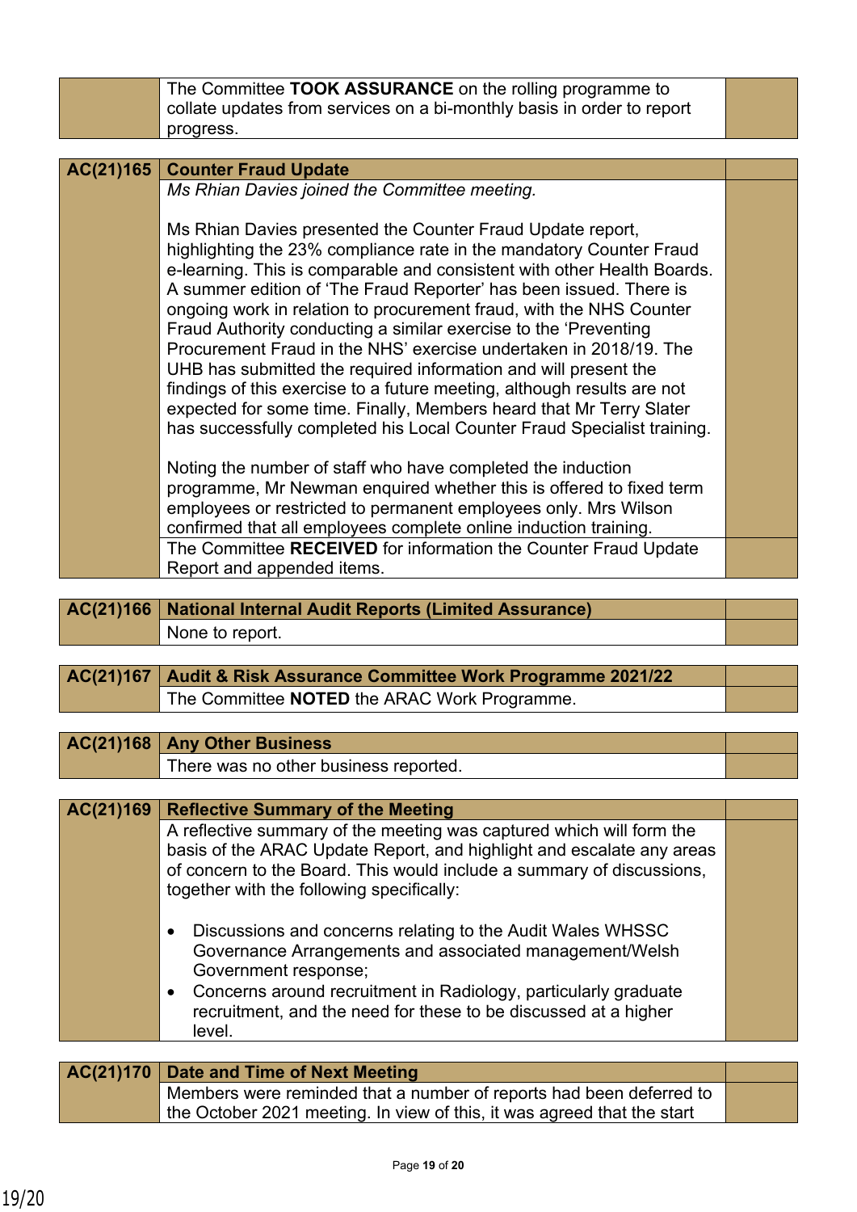| | The Committee **TOOK ASSURANCE** on the rolling programme to collate updates from services on a bi-monthly basis in order to report progress. | |
|---|---|---|

| **AC(21)165** | **Counter Fraud Update** | |
|---|---|---|
| | *Ms Rhian Davies joined the Committee meeting.*<br><br>Ms Rhian Davies presented the Counter Fraud Update report, highlighting the 23% compliance rate in the mandatory Counter Fraud e-learning. This is comparable and consistent with other Health Boards. A summer edition of 'The Fraud Reporter' has been issued. There is ongoing work in relation to procurement fraud, with the NHS Counter Fraud Authority conducting a similar exercise to the 'Preventing Procurement Fraud in the NHS' exercise undertaken in 2018/19. The UHB has submitted the required information and will present the findings of this exercise to a future meeting, although results are not expected for some time. Finally, Members heard that Mr Terry Slater has successfully completed his Local Counter Fraud Specialist training.<br><br>Noting the number of staff who have completed the induction programme, Mr Newman enquired whether this is offered to fixed term employees or restricted to permanent employees only. Mrs Wilson confirmed that all employees complete online induction training. | |
| | The Committee **RECEIVED** for information the Counter Fraud Update Report and appended items. | |

| **AC(21)166** | **National Internal Audit Reports (Limited Assurance)** | |
|---|---|---|
| | None to report. | |

| **AC(21)167** | **Audit & Risk Assurance Committee Work Programme 2021/22** | |
|---|---|---|
| | The Committee **NOTED** the ARAC Work Programme. | |

| **AC(21)168** | **Any Other Business** | |
|---|---|---|
| | There was no other business reported. | |

| **AC(21)169** | **Reflective Summary of the Meeting** | |
|---|---|---|
| | A reflective summary of the meeting was captured which will form the basis of the ARAC Update Report, and highlight and escalate any areas of concern to the Board. This would include a summary of discussions, together with the following specifically:<br><br>• Discussions and concerns relating to the Audit Wales WHSSC Governance Arrangements and associated management/Welsh Government response;<br>• Concerns around recruitment in Radiology, particularly graduate recruitment, and the need for these to be discussed at a higher level. | |

| **AC(21)170** | **Date and Time of Next Meeting** | |
|---|---|---|
| | Members were reminded that a number of reports had been deferred to the October 2021 meeting. In view of this, it was agreed that the start | |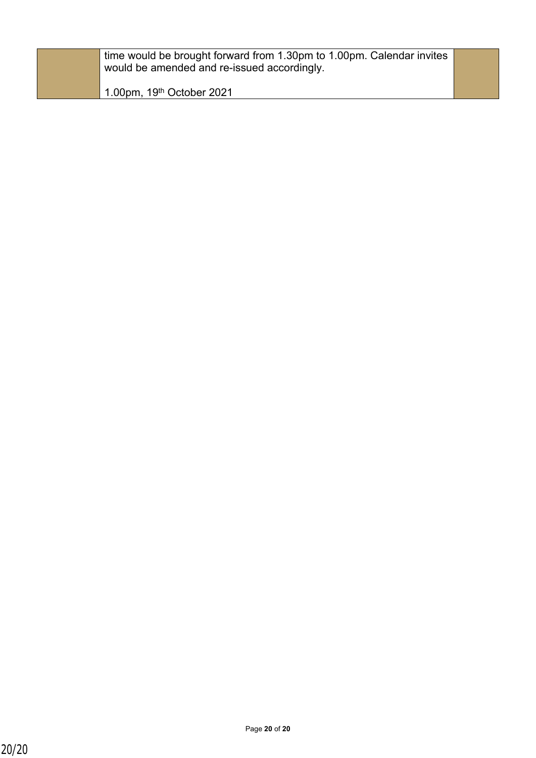| | | |
|---|---|---|
| | time would be brought forward from 1.30pm to 1.00pm. Calendar invites would be amended and re-issued accordingly.<br><br>1.00pm, 19th October 2021 | |